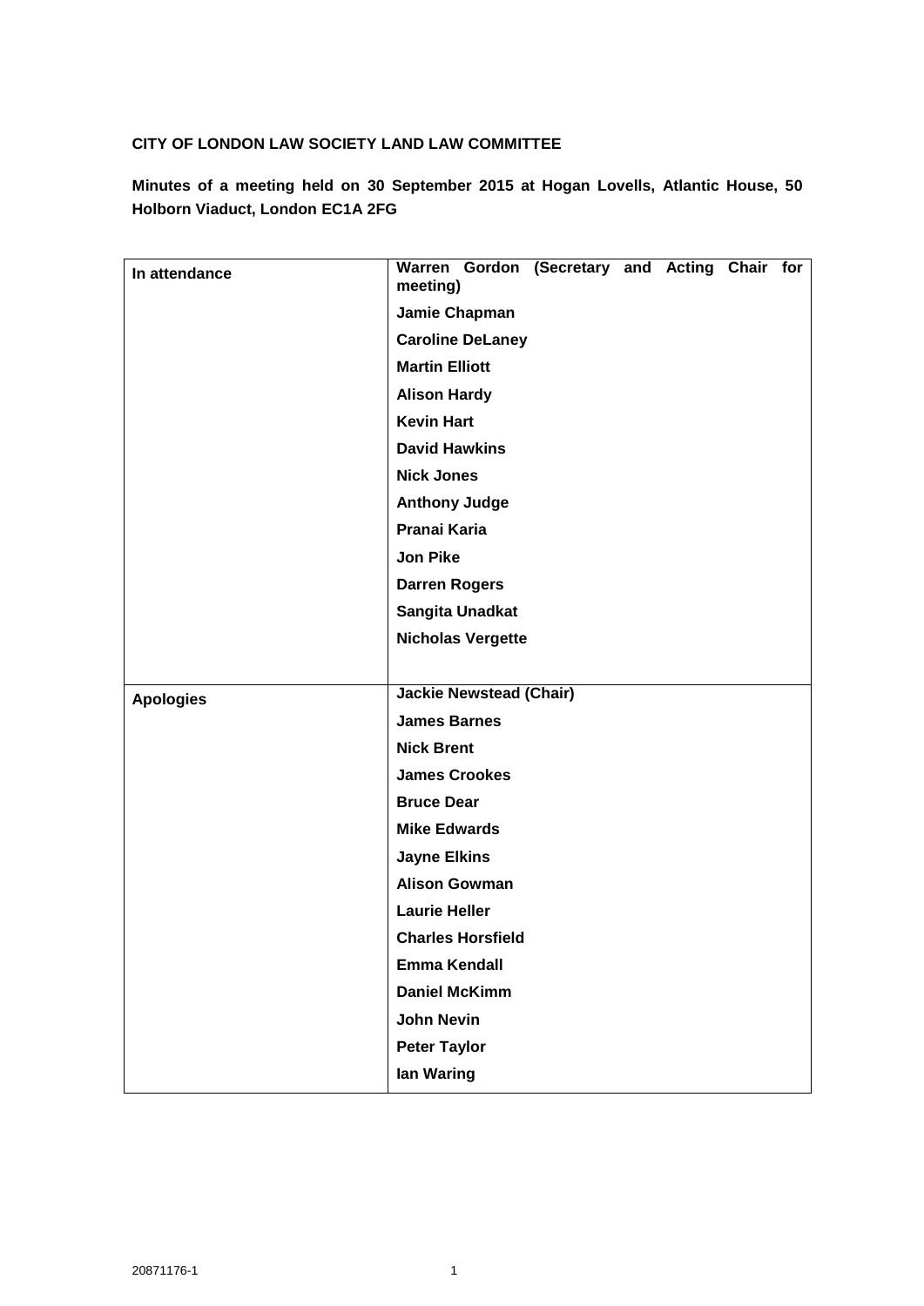**CITY OF LONDON LAW SOCIETY LAND LAW COMMITTEE**

**Minutes of a meeting held on 30 September 2015 at Hogan Lovells, Atlantic House, 50 Holborn Viaduct, London EC1A 2FG**

| | |
|---|---|
| **In attendance** | **Warren Gordon (Secretary and Acting Chair for meeting)** |
| | **Jamie Chapman** |
| | **Caroline DeLaney** |
| | **Martin Elliott** |
| | **Alison Hardy** |
| | **Kevin Hart** |
| | **David Hawkins** |
| | **Nick Jones** |
| | **Anthony Judge** |
| | **Pranai Karia** |
| | **Jon Pike** |
| | **Darren Rogers** |
| | **Sangita Unadkat** |
| | **Nicholas Vergette** |
| **Apologies** | **Jackie Newstead (Chair)** |
| | **James Barnes** |
| | **Nick Brent** |
| | **James Crookes** |
| | **Bruce Dear** |
| | **Mike Edwards** |
| | **Jayne Elkins** |
| | **Alison Gowman** |
| | **Laurie Heller** |
| | **Charles Horsfield** |
| | **Emma Kendall** |
| | **Daniel McKimm** |
| | **John Nevin** |
| | **Peter Taylor** |
| | **Ian Waring** |

20871176-1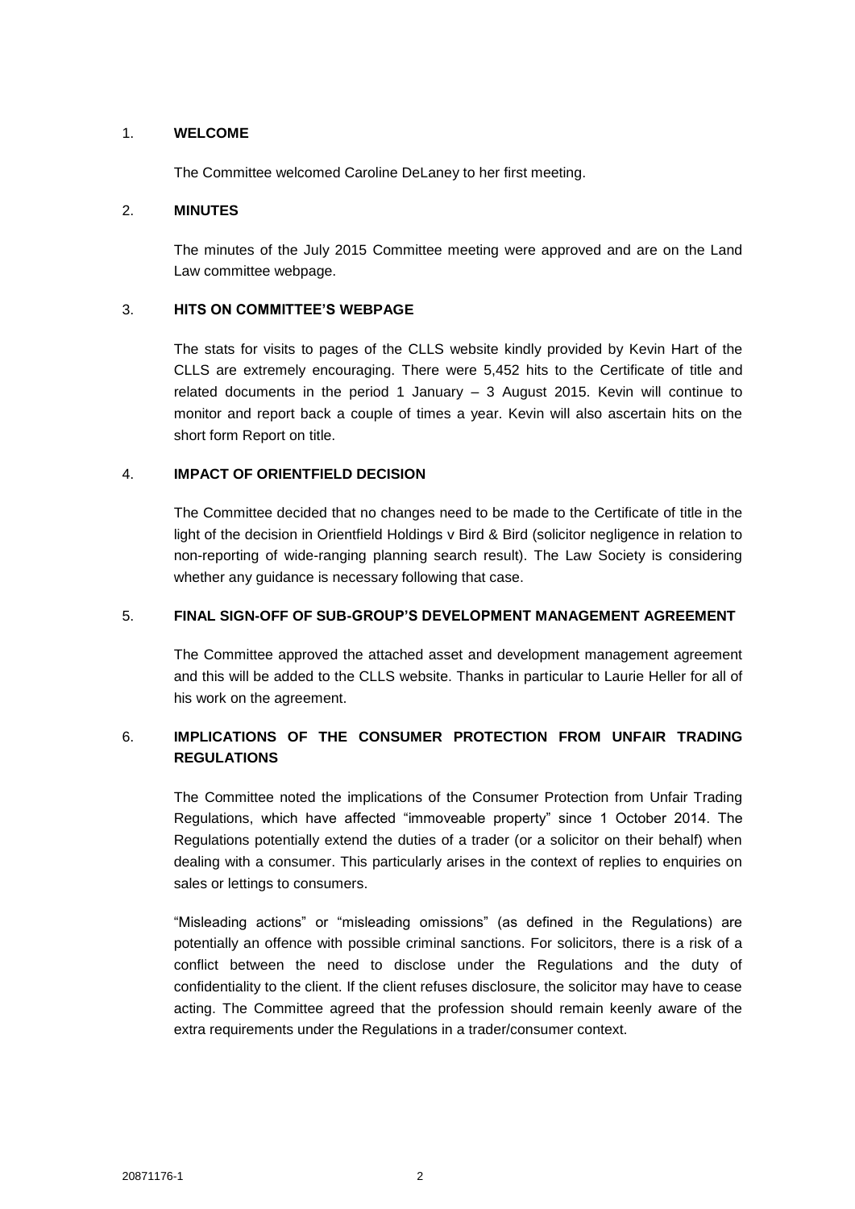1. **WELCOME**

   The Committee welcomed Caroline DeLaney to her first meeting.

2. **MINUTES**

   The minutes of the July 2015 Committee meeting were approved and are on the Land Law committee webpage.

3. **HITS ON COMMITTEE'S WEBPAGE**

   The stats for visits to pages of the CLLS website kindly provided by Kevin Hart of the CLLS are extremely encouraging. There were 5,452 hits to the Certificate of title and related documents in the period 1 January – 3 August 2015. Kevin will continue to monitor and report back a couple of times a year. Kevin will also ascertain hits on the short form Report on title.

4. **IMPACT OF ORIENTFIELD DECISION**

   The Committee decided that no changes need to be made to the Certificate of title in the light of the decision in Orientfield Holdings v Bird & Bird (solicitor negligence in relation to non-reporting of wide-ranging planning search result). The Law Society is considering whether any guidance is necessary following that case.

5. **FINAL SIGN-OFF OF SUB-GROUP'S DEVELOPMENT MANAGEMENT AGREEMENT**

   The Committee approved the attached asset and development management agreement and this will be added to the CLLS website. Thanks in particular to Laurie Heller for all of his work on the agreement.

6. **IMPLICATIONS OF THE CONSUMER PROTECTION FROM UNFAIR TRADING REGULATIONS**

   The Committee noted the implications of the Consumer Protection from Unfair Trading Regulations, which have affected "immoveable property" since 1 October 2014. The Regulations potentially extend the duties of a trader (or a solicitor on their behalf) when dealing with a consumer. This particularly arises in the context of replies to enquiries on sales or lettings to consumers.

   "Misleading actions" or "misleading omissions" (as defined in the Regulations) are potentially an offence with possible criminal sanctions. For solicitors, there is a risk of a conflict between the need to disclose under the Regulations and the duty of confidentiality to the client. If the client refuses disclosure, the solicitor may have to cease acting. The Committee agreed that the profession should remain keenly aware of the extra requirements under the Regulations in a trader/consumer context.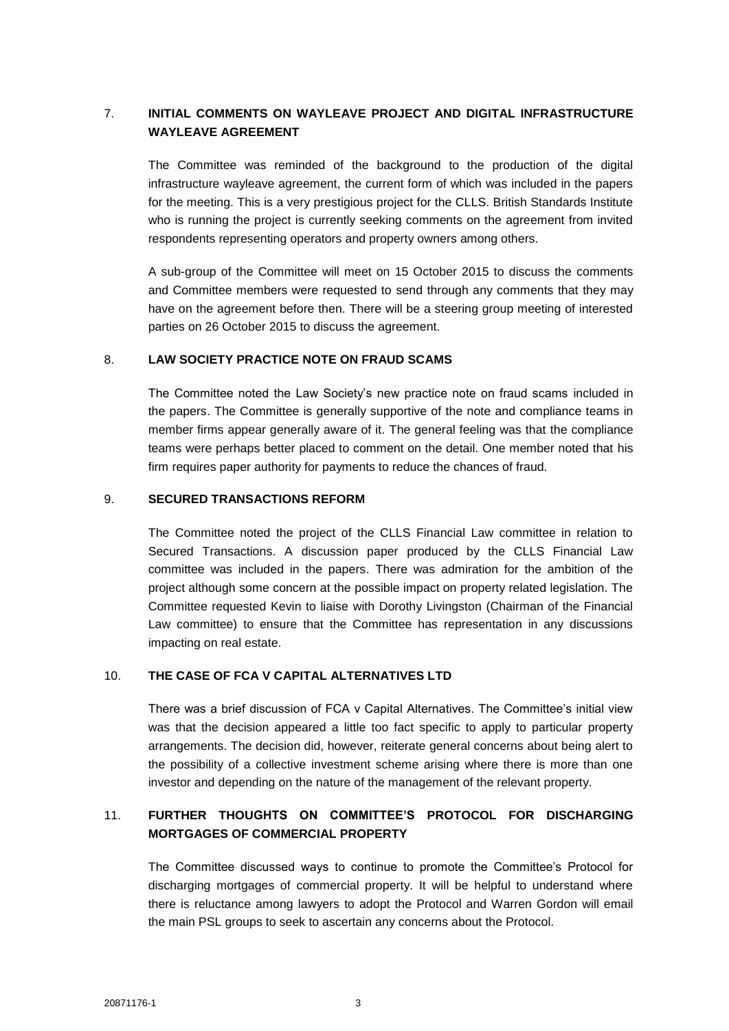## 7. INITIAL COMMENTS ON WAYLEAVE PROJECT AND DIGITAL INFRASTRUCTURE WAYLEAVE AGREEMENT

The Committee was reminded of the background to the production of the digital infrastructure wayleave agreement, the current form of which was included in the papers for the meeting. This is a very prestigious project for the CLLS. British Standards Institute who is running the project is currently seeking comments on the agreement from invited respondents representing operators and property owners among others.

A sub-group of the Committee will meet on 15 October 2015 to discuss the comments and Committee members were requested to send through any comments that they may have on the agreement before then. There will be a steering group meeting of interested parties on 26 October 2015 to discuss the agreement.

## 8. LAW SOCIETY PRACTICE NOTE ON FRAUD SCAMS

The Committee noted the Law Society's new practice note on fraud scams included in the papers. The Committee is generally supportive of the note and compliance teams in member firms appear generally aware of it. The general feeling was that the compliance teams were perhaps better placed to comment on the detail. One member noted that his firm requires paper authority for payments to reduce the chances of fraud.

## 9. SECURED TRANSACTIONS REFORM

The Committee noted the project of the CLLS Financial Law committee in relation to Secured Transactions. A discussion paper produced by the CLLS Financial Law committee was included in the papers. There was admiration for the ambition of the project although some concern at the possible impact on property related legislation. The Committee requested Kevin to liaise with Dorothy Livingston (Chairman of the Financial Law committee) to ensure that the Committee has representation in any discussions impacting on real estate.

## 10. THE CASE OF FCA V CAPITAL ALTERNATIVES LTD

There was a brief discussion of FCA v Capital Alternatives. The Committee's initial view was that the decision appeared a little too fact specific to apply to particular property arrangements. The decision did, however, reiterate general concerns about being alert to the possibility of a collective investment scheme arising where there is more than one investor and depending on the nature of the management of the relevant property.

## 11. FURTHER THOUGHTS ON COMMITTEE'S PROTOCOL FOR DISCHARGING MORTGAGES OF COMMERCIAL PROPERTY

The Committee discussed ways to continue to promote the Committee's Protocol for discharging mortgages of commercial property. It will be helpful to understand where there is reluctance among lawyers to adopt the Protocol and Warren Gordon will email the main PSL groups to seek to ascertain any concerns about the Protocol.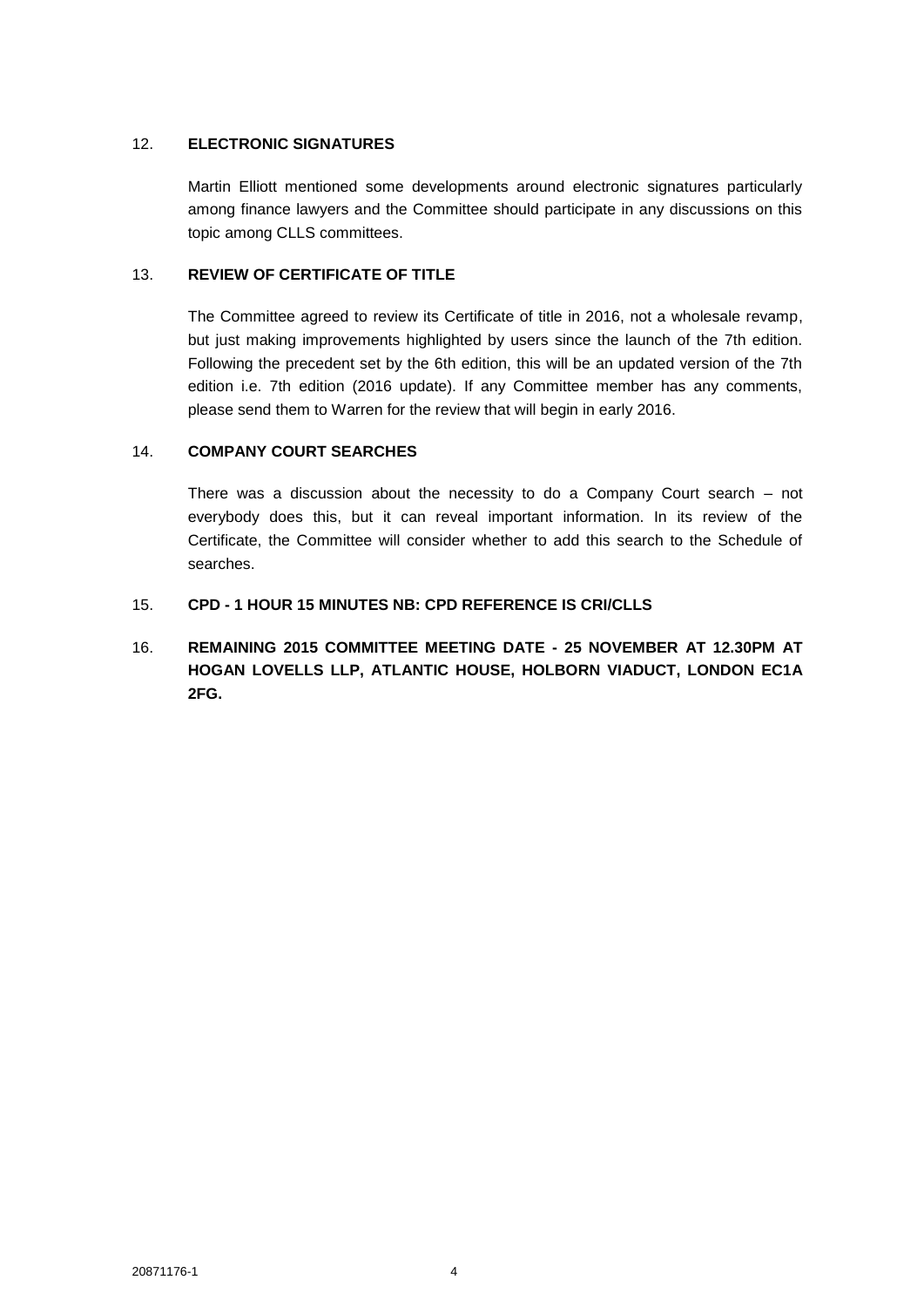12. **ELECTRONIC SIGNATURES**

Martin Elliott mentioned some developments around electronic signatures particularly among finance lawyers and the Committee should participate in any discussions on this topic among CLLS committees.

13. **REVIEW OF CERTIFICATE OF TITLE**

The Committee agreed to review its Certificate of title in 2016, not a wholesale revamp, but just making improvements highlighted by users since the launch of the 7th edition. Following the precedent set by the 6th edition, this will be an updated version of the 7th edition i.e. 7th edition (2016 update). If any Committee member has any comments, please send them to Warren for the review that will begin in early 2016.

14. **COMPANY COURT SEARCHES**

There was a discussion about the necessity to do a Company Court search – not everybody does this, but it can reveal important information. In its review of the Certificate, the Committee will consider whether to add this search to the Schedule of searches.

15. **CPD - 1 HOUR 15 MINUTES NB: CPD REFERENCE IS CRI/CLLS**

16. **REMAINING 2015 COMMITTEE MEETING DATE - 25 NOVEMBER AT 12.30PM AT HOGAN LOVELLS LLP, ATLANTIC HOUSE, HOLBORN VIADUCT, LONDON EC1A 2FG.**

20871176-1